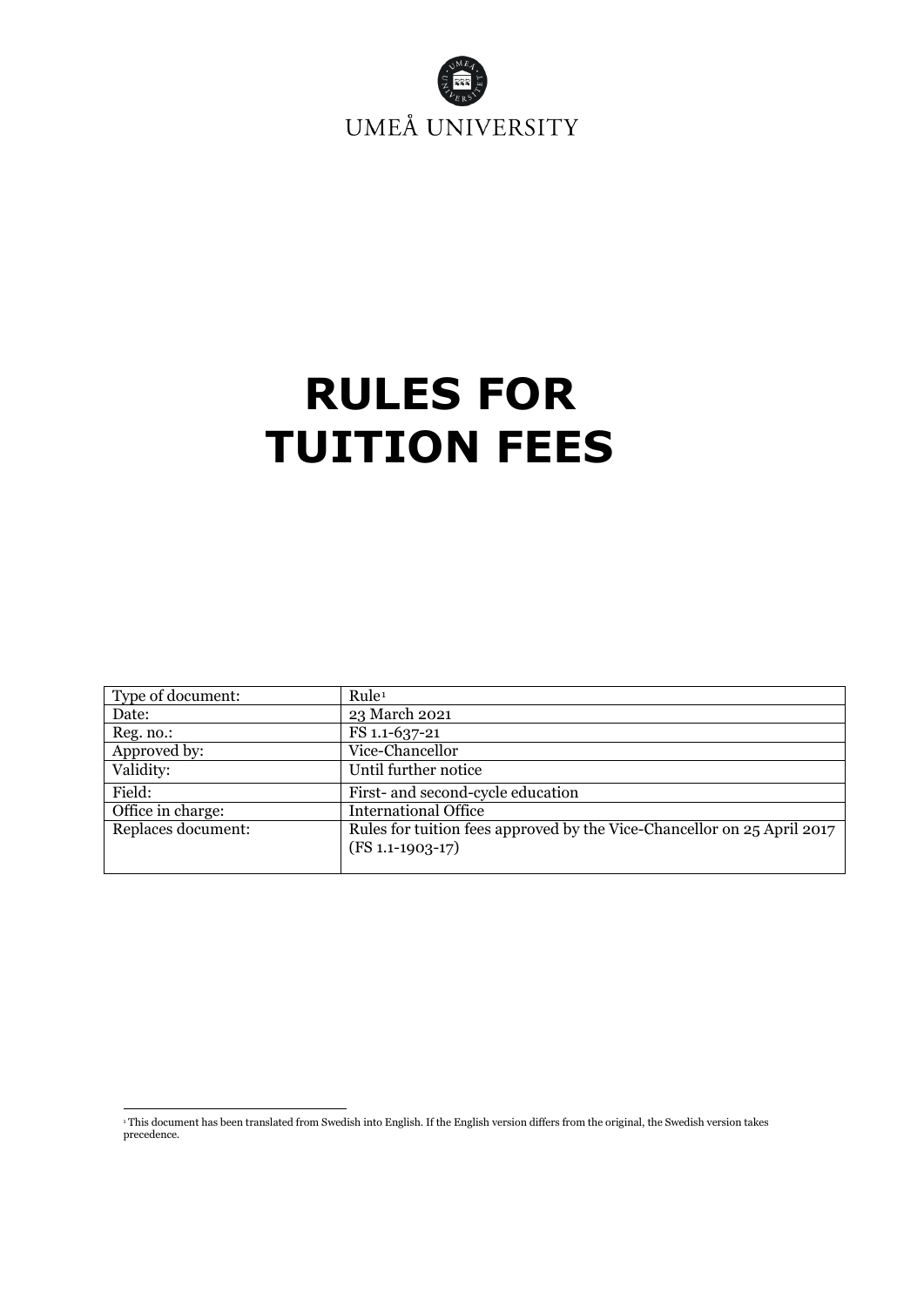UMEÅ UNIVERSITY

# RULES FOR TUITION FEES

| Type of document: | Rule[1] |
|---|---|
| Date: | 23 March 2021 |
| Reg. no.: | FS 1.1-637-21 |
| Approved by: | Vice-Chancellor |
| Validity: | Until further notice |
| Field: | First- and second-cycle education |
| Office in charge: | International Office |
| Replaces document: | Rules for tuition fees approved by the Vice-Chancellor on 25 April 2017 (FS 1.1-1903-17) |

[1] This document has been translated from Swedish into English. If the English version differs from the original, the Swedish version takes precedence.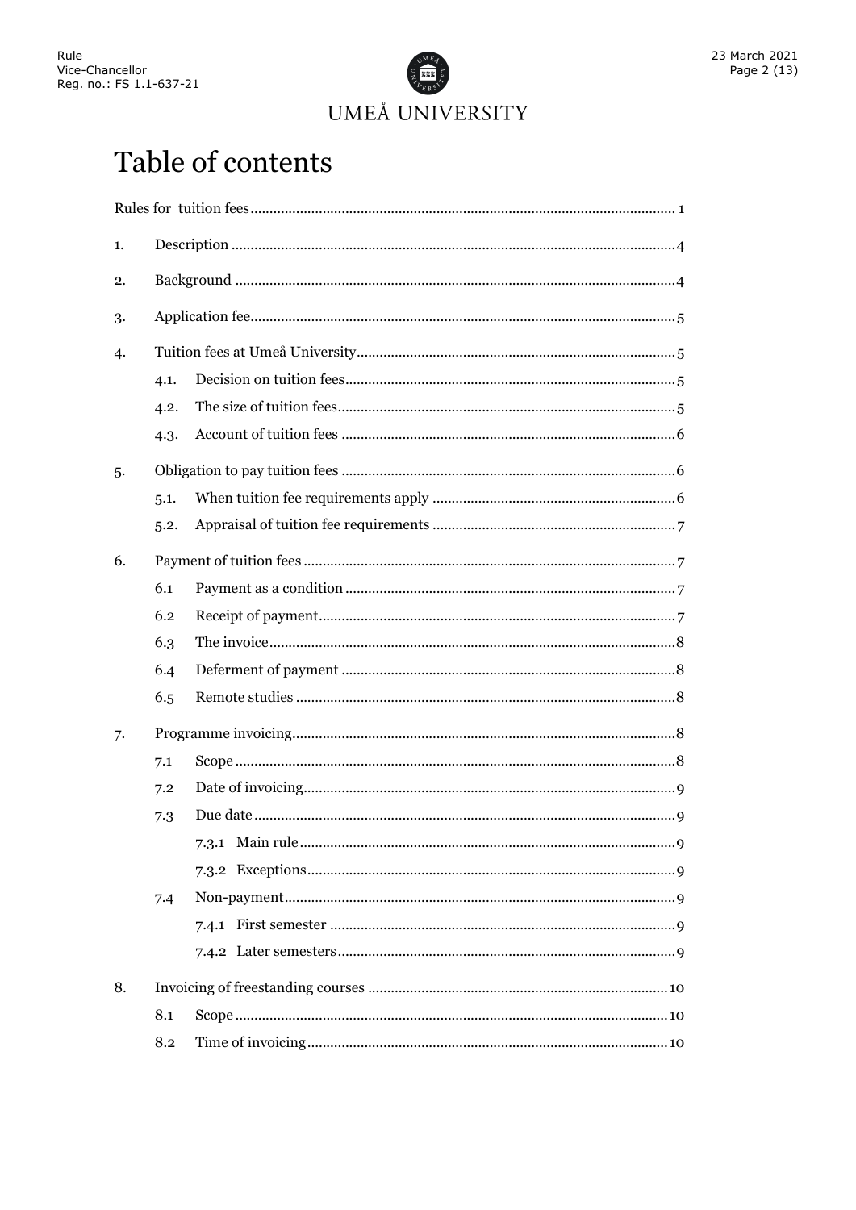# Table of contents

Rules for tuition fees ........ 1

1. Description ........ 4
2. Background ........ 4
3. Application fee ........ 5
4. Tuition fees at Umeå University ........ 5
    - 4.1. Decision on tuition fees ........ 5
    - 4.2. The size of tuition fees ........ 5
    - 4.3. Account of tuition fees ........ 6
5. Obligation to pay tuition fees ........ 6
    - 5.1. When tuition fee requirements apply ........ 6
    - 5.2. Appraisal of tuition fee requirements ........ 7
6. Payment of tuition fees ........ 7
    - 6.1 Payment as a condition ........ 7
    - 6.2 Receipt of payment ........ 7
    - 6.3 The invoice ........ 8
    - 6.4 Deferment of payment ........ 8
    - 6.5 Remote studies ........ 8
7. Programme invoicing ........ 8
    - 7.1 Scope ........ 8
    - 7.2 Date of invoicing ........ 9
    - 7.3 Due date ........ 9
        - 7.3.1 Main rule ........ 9
        - 7.3.2 Exceptions ........ 9
    - 7.4 Non-payment ........ 9
        - 7.4.1 First semester ........ 9
        - 7.4.2 Later semesters ........ 9
8. Invoicing of freestanding courses ........ 10
    - 8.1 Scope ........ 10
    - 8.2 Time of invoicing ........ 10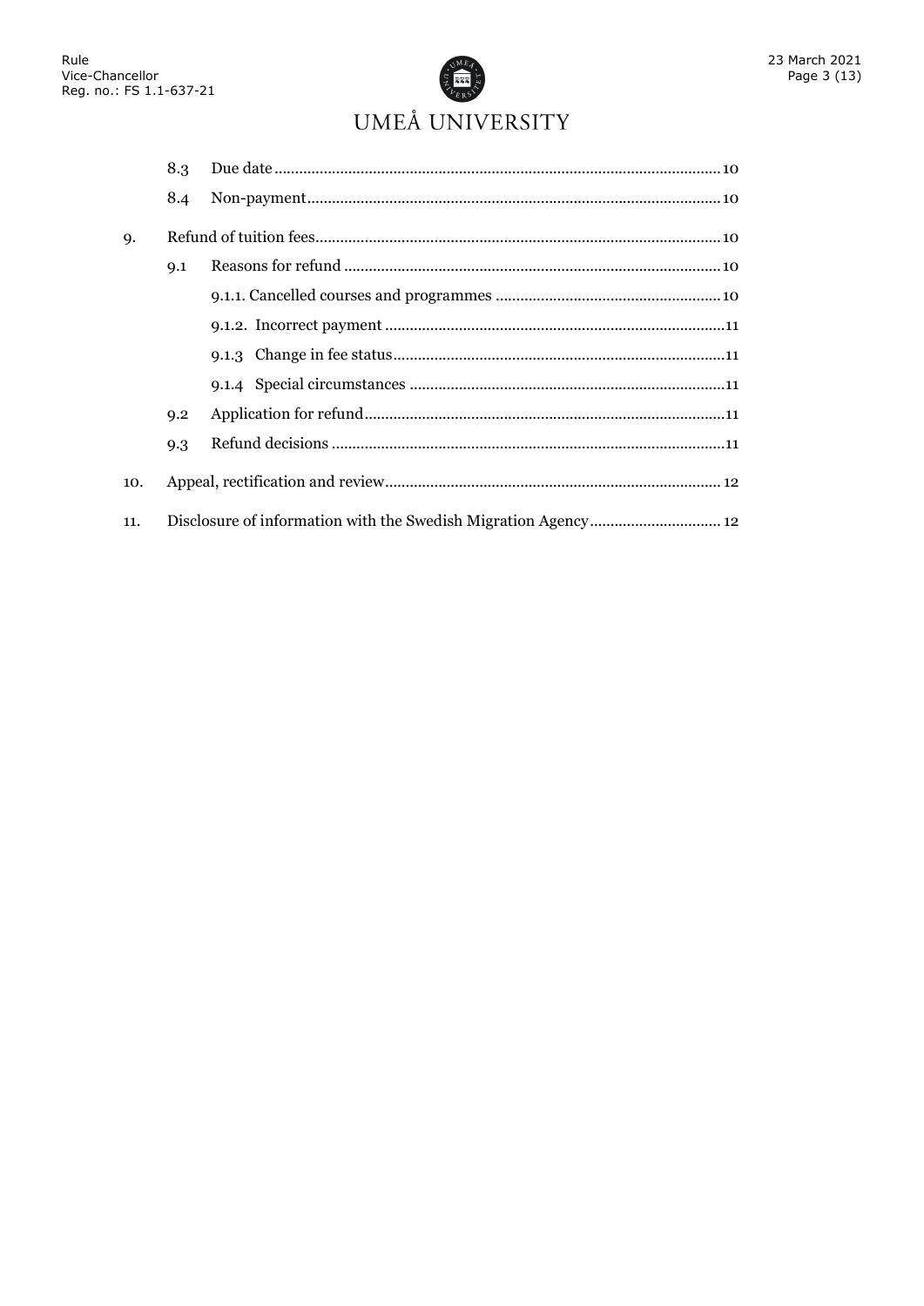8.3 Due date ........................................................................................................10

8.4 Non-payment ....................................................................................................10

9. Refund of tuition fees ..........................................................................................10

9.1 Reasons for refund ..........................................................................................10

9.1.1. Cancelled courses and programmes ..........................................................10

9.1.2. Incorrect payment ......................................................................................11

9.1.3 Change in fee status ......................................................................................11

9.1.4 Special circumstances ....................................................................................11

9.2 Application for refund ......................................................................................11

9.3 Refund decisions ..............................................................................................11

10. Appeal, rectification and review ..........................................................................12

11. Disclosure of information with the Swedish Migration Agency ............................12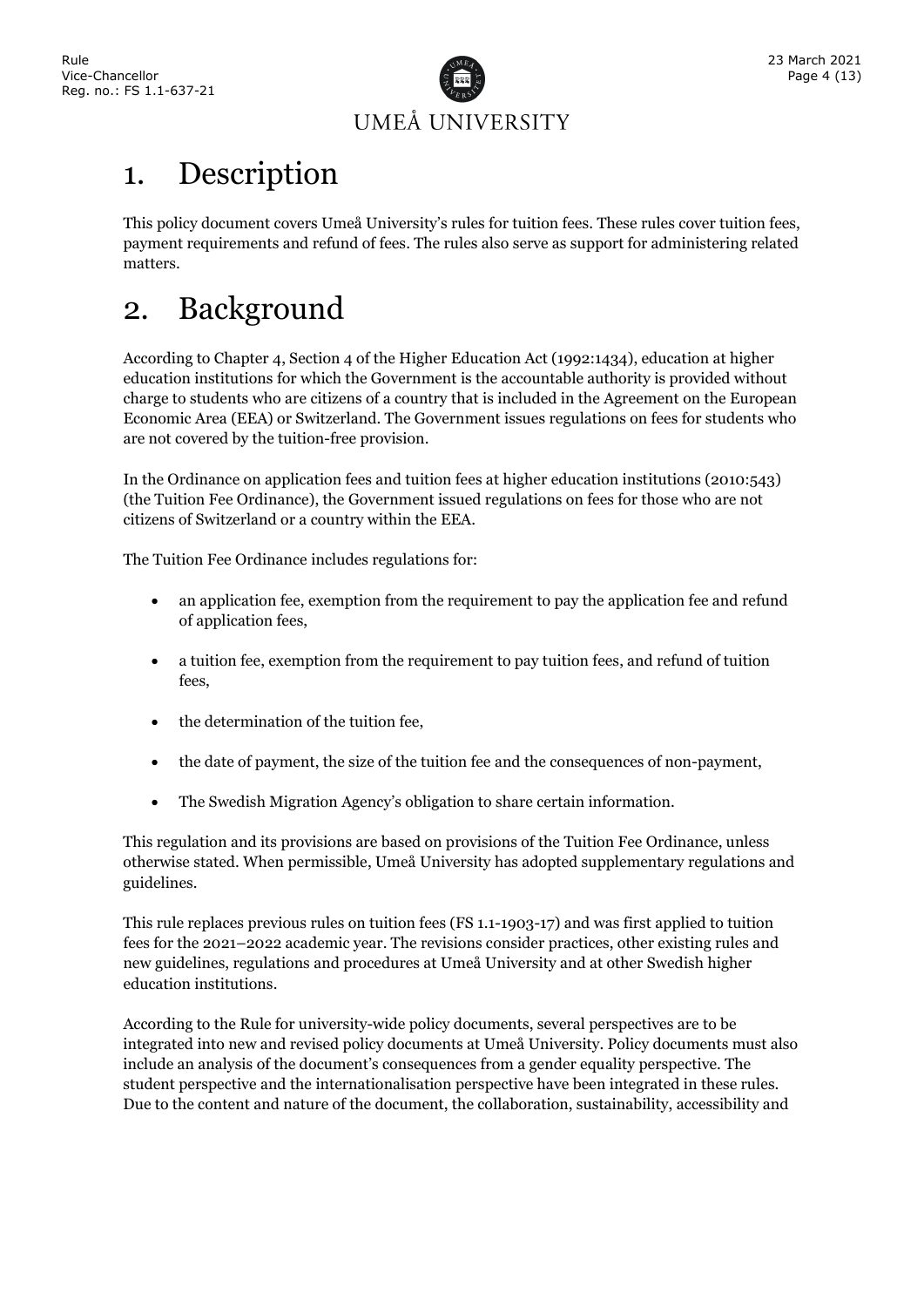# 1. Description

This policy document covers Umeå University's rules for tuition fees. These rules cover tuition fees, payment requirements and refund of fees. The rules also serve as support for administering related matters.

# 2. Background

According to Chapter 4, Section 4 of the Higher Education Act (1992:1434), education at higher education institutions for which the Government is the accountable authority is provided without charge to students who are citizens of a country that is included in the Agreement on the European Economic Area (EEA) or Switzerland. The Government issues regulations on fees for students who are not covered by the tuition-free provision.

In the Ordinance on application fees and tuition fees at higher education institutions (2010:543) (the Tuition Fee Ordinance), the Government issued regulations on fees for those who are not citizens of Switzerland or a country within the EEA.

The Tuition Fee Ordinance includes regulations for:

- an application fee, exemption from the requirement to pay the application fee and refund of application fees,
- a tuition fee, exemption from the requirement to pay tuition fees, and refund of tuition fees,
- the determination of the tuition fee,
- the date of payment, the size of the tuition fee and the consequences of non-payment,
- The Swedish Migration Agency's obligation to share certain information.

This regulation and its provisions are based on provisions of the Tuition Fee Ordinance, unless otherwise stated. When permissible, Umeå University has adopted supplementary regulations and guidelines.

This rule replaces previous rules on tuition fees (FS 1.1-1903-17) and was first applied to tuition fees for the 2021–2022 academic year. The revisions consider practices, other existing rules and new guidelines, regulations and procedures at Umeå University and at other Swedish higher education institutions.

According to the Rule for university-wide policy documents, several perspectives are to be integrated into new and revised policy documents at Umeå University. Policy documents must also include an analysis of the document's consequences from a gender equality perspective. The student perspective and the internationalisation perspective have been integrated in these rules. Due to the content and nature of the document, the collaboration, sustainability, accessibility and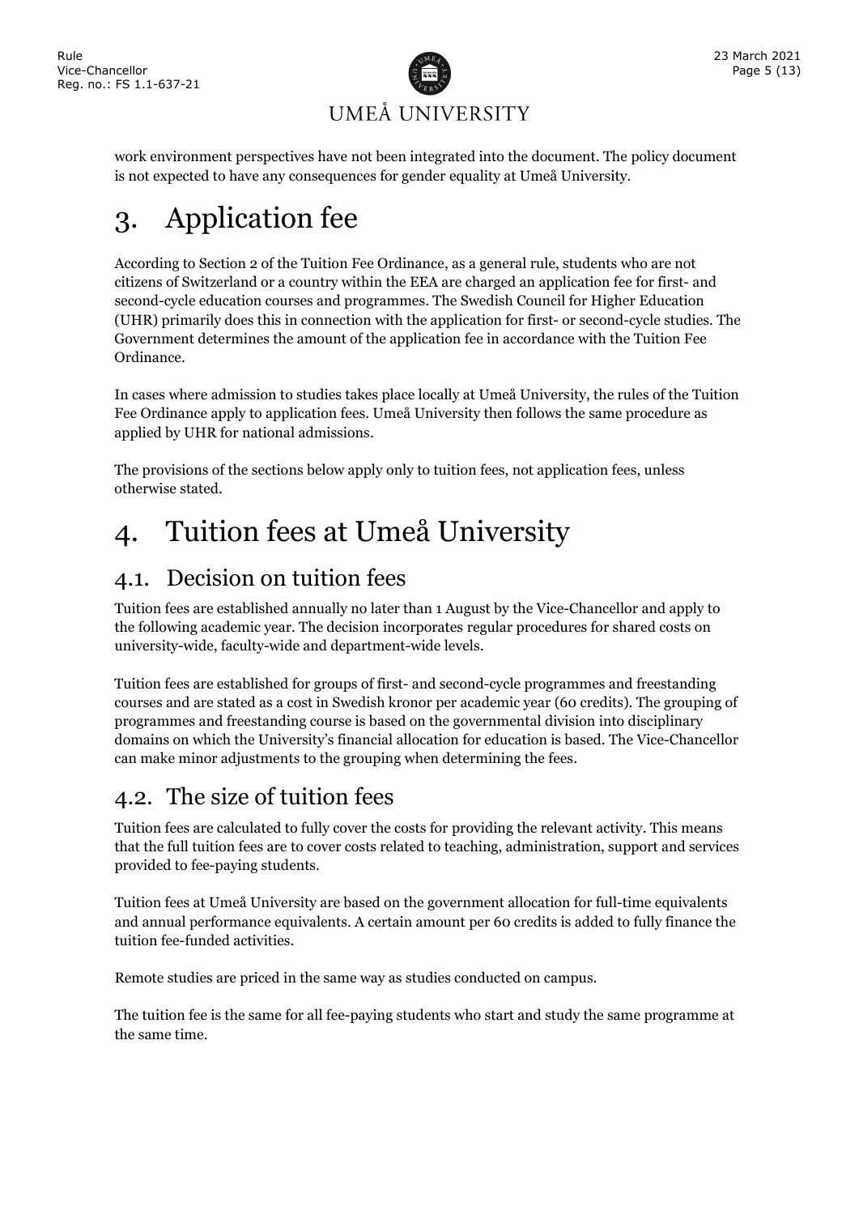work environment perspectives have not been integrated into the document. The policy document is not expected to have any consequences for gender equality at Umeå University.

# 3. Application fee

According to Section 2 of the Tuition Fee Ordinance, as a general rule, students who are not citizens of Switzerland or a country within the EEA are charged an application fee for first- and second-cycle education courses and programmes. The Swedish Council for Higher Education (UHR) primarily does this in connection with the application for first- or second-cycle studies. The Government determines the amount of the application fee in accordance with the Tuition Fee Ordinance.

In cases where admission to studies takes place locally at Umeå University, the rules of the Tuition Fee Ordinance apply to application fees. Umeå University then follows the same procedure as applied by UHR for national admissions.

The provisions of the sections below apply only to tuition fees, not application fees, unless otherwise stated.

# 4. Tuition fees at Umeå University

## 4.1. Decision on tuition fees

Tuition fees are established annually no later than 1 August by the Vice-Chancellor and apply to the following academic year. The decision incorporates regular procedures for shared costs on university-wide, faculty-wide and department-wide levels.

Tuition fees are established for groups of first- and second-cycle programmes and freestanding courses and are stated as a cost in Swedish kronor per academic year (60 credits). The grouping of programmes and freestanding course is based on the governmental division into disciplinary domains on which the University's financial allocation for education is based. The Vice-Chancellor can make minor adjustments to the grouping when determining the fees.

## 4.2. The size of tuition fees

Tuition fees are calculated to fully cover the costs for providing the relevant activity. This means that the full tuition fees are to cover costs related to teaching, administration, support and services provided to fee-paying students.

Tuition fees at Umeå University are based on the government allocation for full-time equivalents and annual performance equivalents. A certain amount per 60 credits is added to fully finance the tuition fee-funded activities.

Remote studies are priced in the same way as studies conducted on campus.

The tuition fee is the same for all fee-paying students who start and study the same programme at the same time.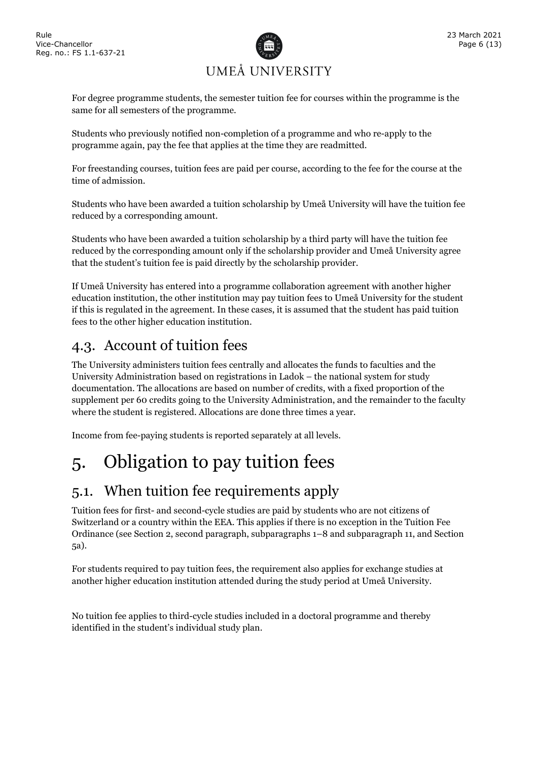For degree programme students, the semester tuition fee for courses within the programme is the same for all semesters of the programme.

Students who previously notified non-completion of a programme and who re-apply to the programme again, pay the fee that applies at the time they are readmitted.

For freestanding courses, tuition fees are paid per course, according to the fee for the course at the time of admission.

Students who have been awarded a tuition scholarship by Umeå University will have the tuition fee reduced by a corresponding amount.

Students who have been awarded a tuition scholarship by a third party will have the tuition fee reduced by the corresponding amount only if the scholarship provider and Umeå University agree that the student's tuition fee is paid directly by the scholarship provider.

If Umeå University has entered into a programme collaboration agreement with another higher education institution, the other institution may pay tuition fees to Umeå University for the student if this is regulated in the agreement. In these cases, it is assumed that the student has paid tuition fees to the other higher education institution.

## 4.3. Account of tuition fees

The University administers tuition fees centrally and allocates the funds to faculties and the University Administration based on registrations in Ladok – the national system for study documentation. The allocations are based on number of credits, with a fixed proportion of the supplement per 60 credits going to the University Administration, and the remainder to the faculty where the student is registered. Allocations are done three times a year.

Income from fee-paying students is reported separately at all levels.

# 5. Obligation to pay tuition fees

## 5.1. When tuition fee requirements apply

Tuition fees for first- and second-cycle studies are paid by students who are not citizens of Switzerland or a country within the EEA. This applies if there is no exception in the Tuition Fee Ordinance (see Section 2, second paragraph, subparagraphs 1–8 and subparagraph 11, and Section 5a).

For students required to pay tuition fees, the requirement also applies for exchange studies at another higher education institution attended during the study period at Umeå University.

No tuition fee applies to third-cycle studies included in a doctoral programme and thereby identified in the student's individual study plan.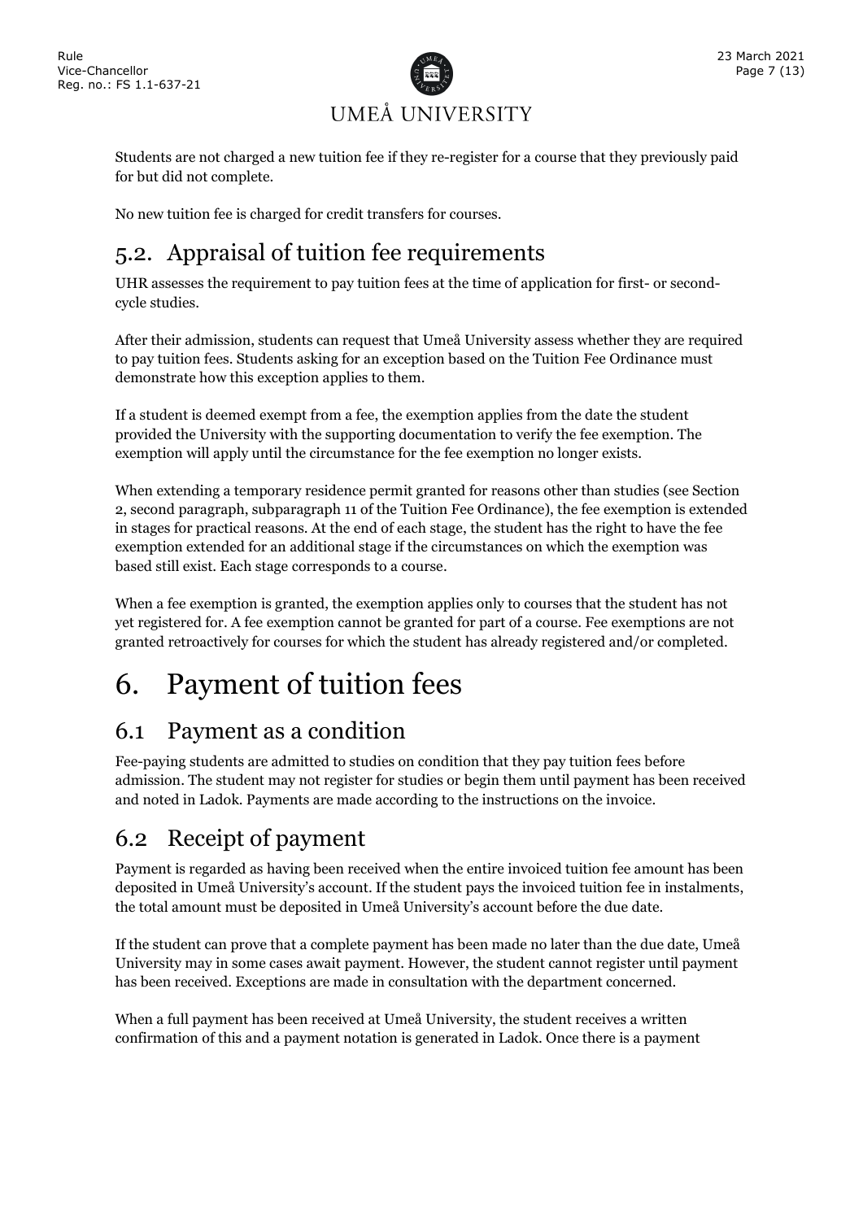Students are not charged a new tuition fee if they re-register for a course that they previously paid for but did not complete.

No new tuition fee is charged for credit transfers for courses.

## 5.2. Appraisal of tuition fee requirements

UHR assesses the requirement to pay tuition fees at the time of application for first- or second-cycle studies.

After their admission, students can request that Umeå University assess whether they are required to pay tuition fees. Students asking for an exception based on the Tuition Fee Ordinance must demonstrate how this exception applies to them.

If a student is deemed exempt from a fee, the exemption applies from the date the student provided the University with the supporting documentation to verify the fee exemption. The exemption will apply until the circumstance for the fee exemption no longer exists.

When extending a temporary residence permit granted for reasons other than studies (see Section 2, second paragraph, subparagraph 11 of the Tuition Fee Ordinance), the fee exemption is extended in stages for practical reasons. At the end of each stage, the student has the right to have the fee exemption extended for an additional stage if the circumstances on which the exemption was based still exist. Each stage corresponds to a course.

When a fee exemption is granted, the exemption applies only to courses that the student has not yet registered for. A fee exemption cannot be granted for part of a course. Fee exemptions are not granted retroactively for courses for which the student has already registered and/or completed.

# 6. Payment of tuition fees

## 6.1 Payment as a condition

Fee-paying students are admitted to studies on condition that they pay tuition fees before admission. The student may not register for studies or begin them until payment has been received and noted in Ladok. Payments are made according to the instructions on the invoice.

## 6.2 Receipt of payment

Payment is regarded as having been received when the entire invoiced tuition fee amount has been deposited in Umeå University's account. If the student pays the invoiced tuition fee in instalments, the total amount must be deposited in Umeå University's account before the due date.

If the student can prove that a complete payment has been made no later than the due date, Umeå University may in some cases await payment. However, the student cannot register until payment has been received. Exceptions are made in consultation with the department concerned.

When a full payment has been received at Umeå University, the student receives a written confirmation of this and a payment notation is generated in Ladok. Once there is a payment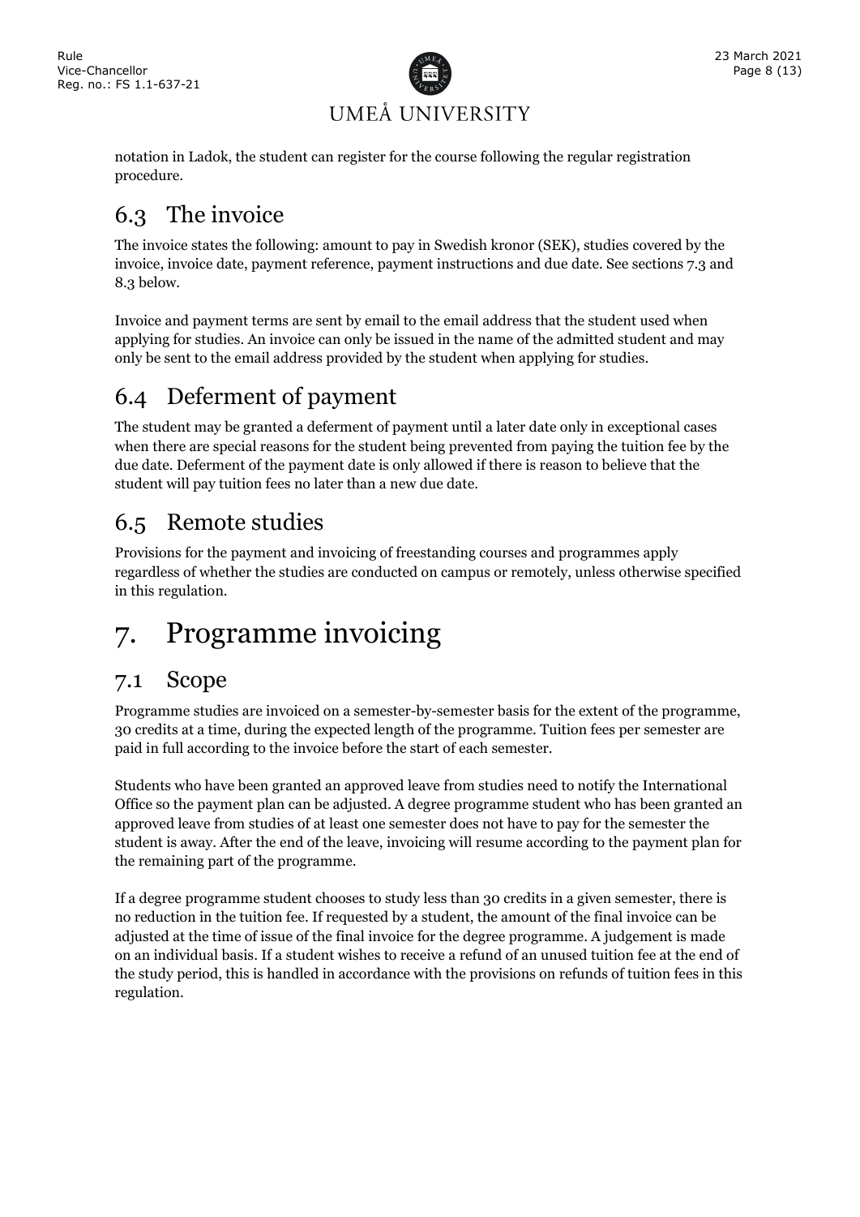notation in Ladok, the student can register for the course following the regular registration procedure.

## 6.3 The invoice

The invoice states the following: amount to pay in Swedish kronor (SEK), studies covered by the invoice, invoice date, payment reference, payment instructions and due date. See sections 7.3 and 8.3 below.

Invoice and payment terms are sent by email to the email address that the student used when applying for studies. An invoice can only be issued in the name of the admitted student and may only be sent to the email address provided by the student when applying for studies.

## 6.4 Deferment of payment

The student may be granted a deferment of payment until a later date only in exceptional cases when there are special reasons for the student being prevented from paying the tuition fee by the due date. Deferment of the payment date is only allowed if there is reason to believe that the student will pay tuition fees no later than a new due date.

## 6.5 Remote studies

Provisions for the payment and invoicing of freestanding courses and programmes apply regardless of whether the studies are conducted on campus or remotely, unless otherwise specified in this regulation.

# 7. Programme invoicing

## 7.1 Scope

Programme studies are invoiced on a semester-by-semester basis for the extent of the programme, 30 credits at a time, during the expected length of the programme. Tuition fees per semester are paid in full according to the invoice before the start of each semester.

Students who have been granted an approved leave from studies need to notify the International Office so the payment plan can be adjusted. A degree programme student who has been granted an approved leave from studies of at least one semester does not have to pay for the semester the student is away. After the end of the leave, invoicing will resume according to the payment plan for the remaining part of the programme.

If a degree programme student chooses to study less than 30 credits in a given semester, there is no reduction in the tuition fee. If requested by a student, the amount of the final invoice can be adjusted at the time of issue of the final invoice for the degree programme. A judgement is made on an individual basis. If a student wishes to receive a refund of an unused tuition fee at the end of the study period, this is handled in accordance with the provisions on refunds of tuition fees in this regulation.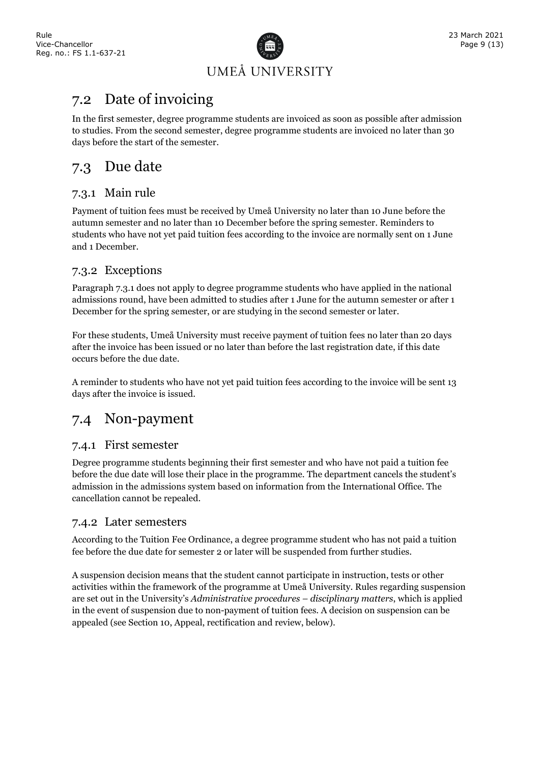## 7.2 Date of invoicing

In the first semester, degree programme students are invoiced as soon as possible after admission to studies. From the second semester, degree programme students are invoiced no later than 30 days before the start of the semester.

## 7.3 Due date

### 7.3.1 Main rule

Payment of tuition fees must be received by Umeå University no later than 10 June before the autumn semester and no later than 10 December before the spring semester. Reminders to students who have not yet paid tuition fees according to the invoice are normally sent on 1 June and 1 December.

### 7.3.2 Exceptions

Paragraph 7.3.1 does not apply to degree programme students who have applied in the national admissions round, have been admitted to studies after 1 June for the autumn semester or after 1 December for the spring semester, or are studying in the second semester or later.

For these students, Umeå University must receive payment of tuition fees no later than 20 days after the invoice has been issued or no later than before the last registration date, if this date occurs before the due date.

A reminder to students who have not yet paid tuition fees according to the invoice will be sent 13 days after the invoice is issued.

## 7.4 Non-payment

### 7.4.1 First semester

Degree programme students beginning their first semester and who have not paid a tuition fee before the due date will lose their place in the programme. The department cancels the student's admission in the admissions system based on information from the International Office. The cancellation cannot be repealed.

### 7.4.2 Later semesters

According to the Tuition Fee Ordinance, a degree programme student who has not paid a tuition fee before the due date for semester 2 or later will be suspended from further studies.

A suspension decision means that the student cannot participate in instruction, tests or other activities within the framework of the programme at Umeå University. Rules regarding suspension are set out in the University's *Administrative procedures – disciplinary matters*, which is applied in the event of suspension due to non-payment of tuition fees. A decision on suspension can be appealed (see Section 10, Appeal, rectification and review, below).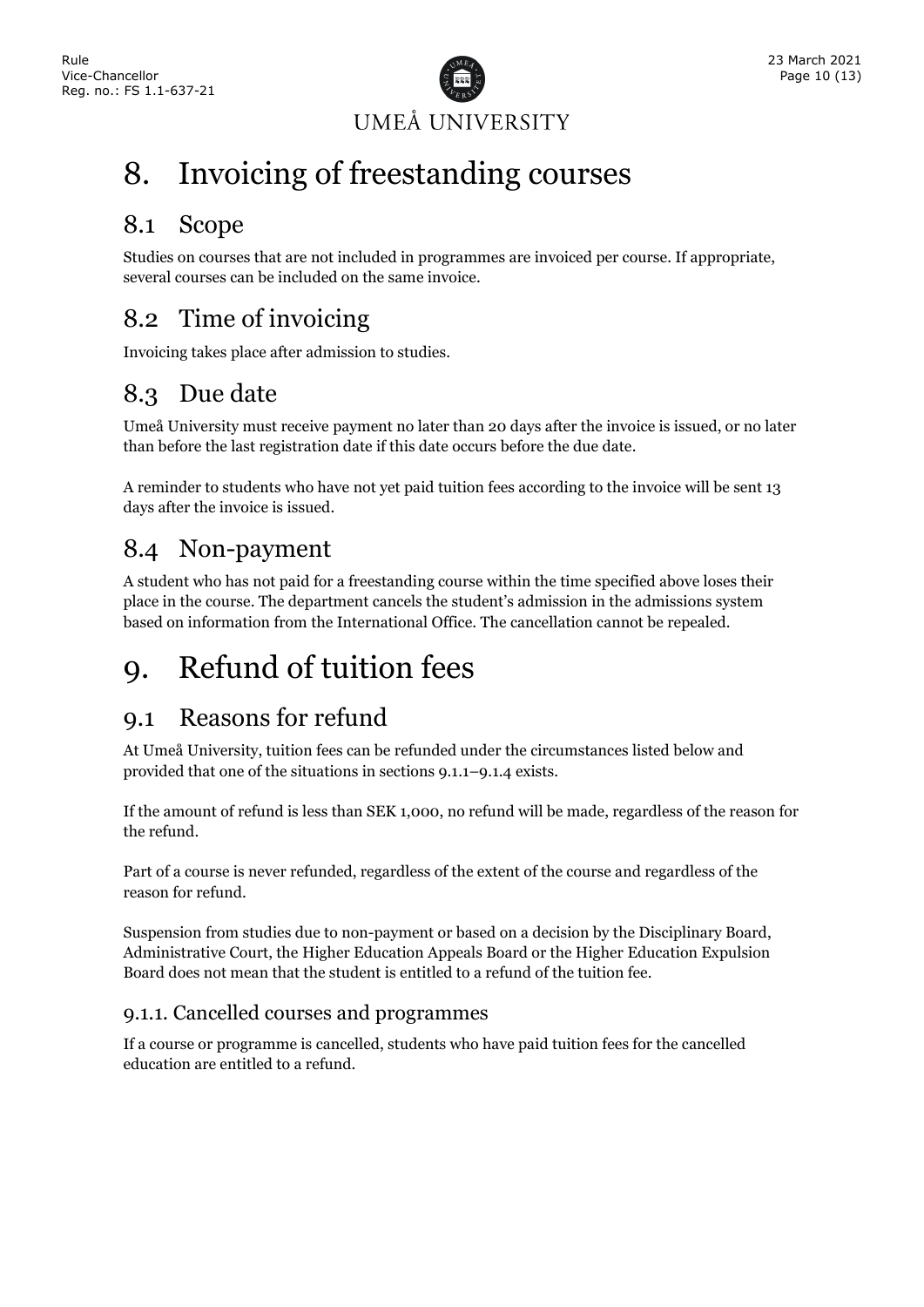# 8. Invoicing of freestanding courses

## 8.1 Scope

Studies on courses that are not included in programmes are invoiced per course. If appropriate, several courses can be included on the same invoice.

## 8.2 Time of invoicing

Invoicing takes place after admission to studies.

## 8.3 Due date

Umeå University must receive payment no later than 20 days after the invoice is issued, or no later than before the last registration date if this date occurs before the due date.

A reminder to students who have not yet paid tuition fees according to the invoice will be sent 13 days after the invoice is issued.

## 8.4 Non-payment

A student who has not paid for a freestanding course within the time specified above loses their place in the course. The department cancels the student's admission in the admissions system based on information from the International Office. The cancellation cannot be repealed.

# 9. Refund of tuition fees

## 9.1 Reasons for refund

At Umeå University, tuition fees can be refunded under the circumstances listed below and provided that one of the situations in sections 9.1.1–9.1.4 exists.

If the amount of refund is less than SEK 1,000, no refund will be made, regardless of the reason for the refund.

Part of a course is never refunded, regardless of the extent of the course and regardless of the reason for refund.

Suspension from studies due to non-payment or based on a decision by the Disciplinary Board, Administrative Court, the Higher Education Appeals Board or the Higher Education Expulsion Board does not mean that the student is entitled to a refund of the tuition fee.

### 9.1.1. Cancelled courses and programmes

If a course or programme is cancelled, students who have paid tuition fees for the cancelled education are entitled to a refund.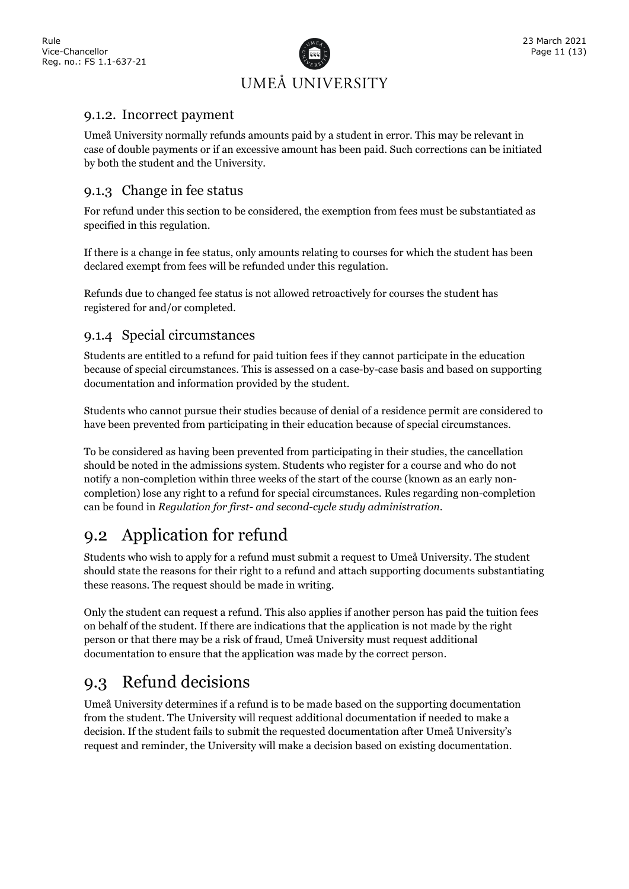### 9.1.2. Incorrect payment

Umeå University normally refunds amounts paid by a student in error. This may be relevant in case of double payments or if an excessive amount has been paid. Such corrections can be initiated by both the student and the University.

### 9.1.3 Change in fee status

For refund under this section to be considered, the exemption from fees must be substantiated as specified in this regulation.

If there is a change in fee status, only amounts relating to courses for which the student has been declared exempt from fees will be refunded under this regulation.

Refunds due to changed fee status is not allowed retroactively for courses the student has registered for and/or completed.

### 9.1.4 Special circumstances

Students are entitled to a refund for paid tuition fees if they cannot participate in the education because of special circumstances. This is assessed on a case-by-case basis and based on supporting documentation and information provided by the student.

Students who cannot pursue their studies because of denial of a residence permit are considered to have been prevented from participating in their education because of special circumstances.

To be considered as having been prevented from participating in their studies, the cancellation should be noted in the admissions system. Students who register for a course and who do not notify a non-completion within three weeks of the start of the course (known as an early non-completion) lose any right to a refund for special circumstances. Rules regarding non-completion can be found in *Regulation for first- and second-cycle study administration*.

## 9.2 Application for refund

Students who wish to apply for a refund must submit a request to Umeå University. The student should state the reasons for their right to a refund and attach supporting documents substantiating these reasons. The request should be made in writing.

Only the student can request a refund. This also applies if another person has paid the tuition fees on behalf of the student. If there are indications that the application is not made by the right person or that there may be a risk of fraud, Umeå University must request additional documentation to ensure that the application was made by the correct person.

## 9.3 Refund decisions

Umeå University determines if a refund is to be made based on the supporting documentation from the student. The University will request additional documentation if needed to make a decision. If the student fails to submit the requested documentation after Umeå University's request and reminder, the University will make a decision based on existing documentation.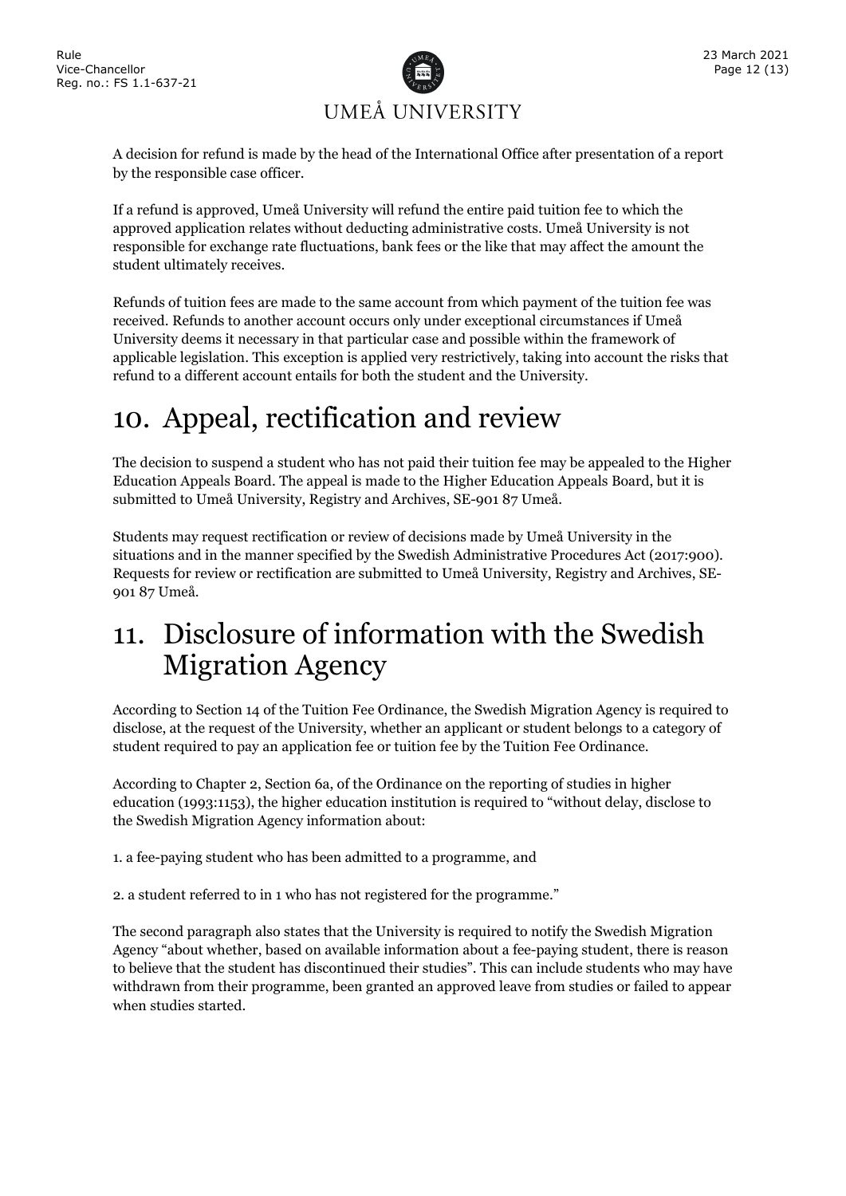A decision for refund is made by the head of the International Office after presentation of a report by the responsible case officer.

If a refund is approved, Umeå University will refund the entire paid tuition fee to which the approved application relates without deducting administrative costs. Umeå University is not responsible for exchange rate fluctuations, bank fees or the like that may affect the amount the student ultimately receives.

Refunds of tuition fees are made to the same account from which payment of the tuition fee was received. Refunds to another account occurs only under exceptional circumstances if Umeå University deems it necessary in that particular case and possible within the framework of applicable legislation. This exception is applied very restrictively, taking into account the risks that refund to a different account entails for both the student and the University.

# 10. Appeal, rectification and review

The decision to suspend a student who has not paid their tuition fee may be appealed to the Higher Education Appeals Board. The appeal is made to the Higher Education Appeals Board, but it is submitted to Umeå University, Registry and Archives, SE-901 87 Umeå.

Students may request rectification or review of decisions made by Umeå University in the situations and in the manner specified by the Swedish Administrative Procedures Act (2017:900). Requests for review or rectification are submitted to Umeå University, Registry and Archives, SE-901 87 Umeå.

# 11. Disclosure of information with the Swedish Migration Agency

According to Section 14 of the Tuition Fee Ordinance, the Swedish Migration Agency is required to disclose, at the request of the University, whether an applicant or student belongs to a category of student required to pay an application fee or tuition fee by the Tuition Fee Ordinance.

According to Chapter 2, Section 6a, of the Ordinance on the reporting of studies in higher education (1993:1153), the higher education institution is required to "without delay, disclose to the Swedish Migration Agency information about:

1. a fee-paying student who has been admitted to a programme, and

2. a student referred to in 1 who has not registered for the programme."

The second paragraph also states that the University is required to notify the Swedish Migration Agency "about whether, based on available information about a fee-paying student, there is reason to believe that the student has discontinued their studies". This can include students who may have withdrawn from their programme, been granted an approved leave from studies or failed to appear when studies started.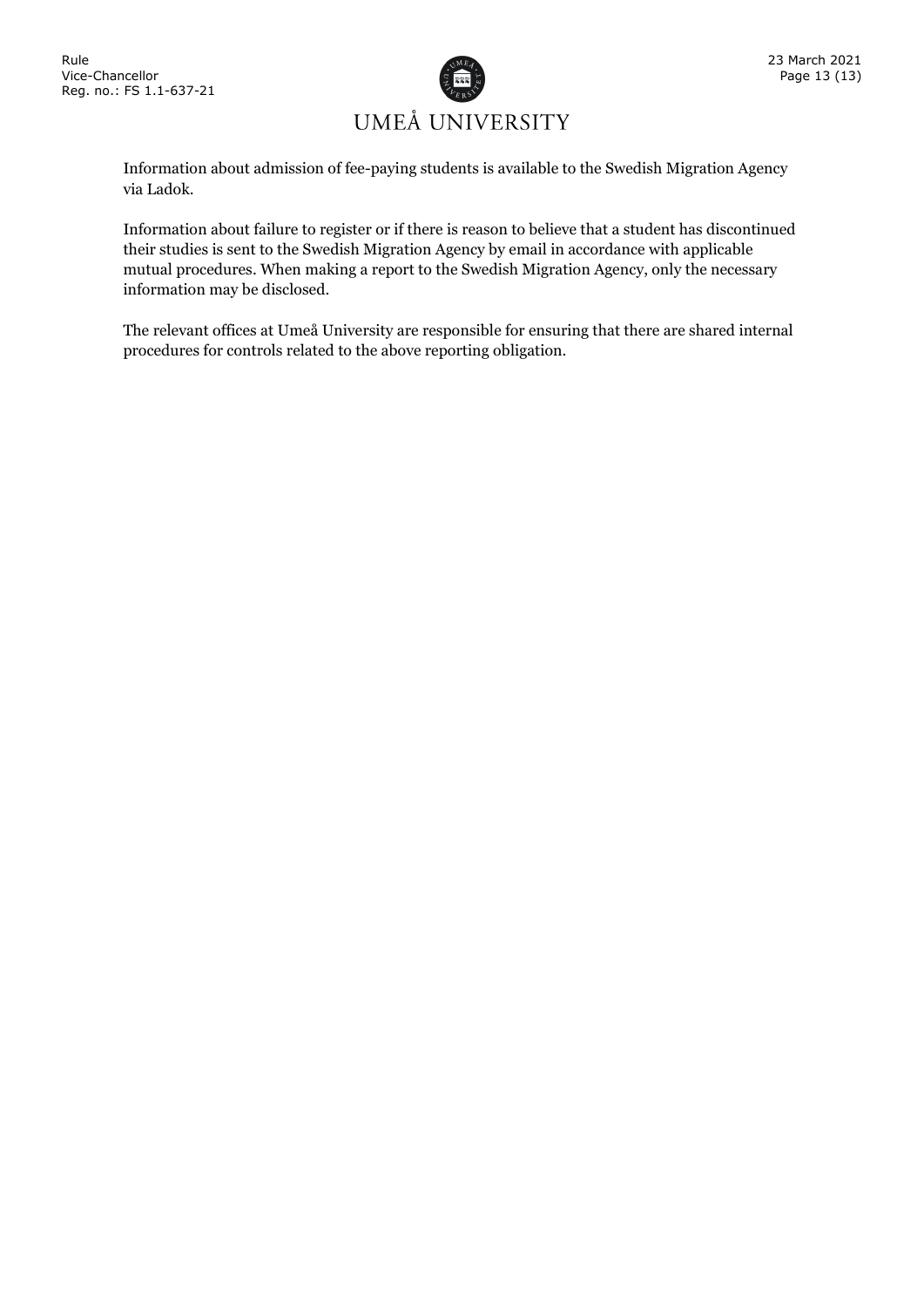Information about admission of fee-paying students is available to the Swedish Migration Agency via Ladok.

Information about failure to register or if there is reason to believe that a student has discontinued their studies is sent to the Swedish Migration Agency by email in accordance with applicable mutual procedures. When making a report to the Swedish Migration Agency, only the necessary information may be disclosed.

The relevant offices at Umeå University are responsible for ensuring that there are shared internal procedures for controls related to the above reporting obligation.